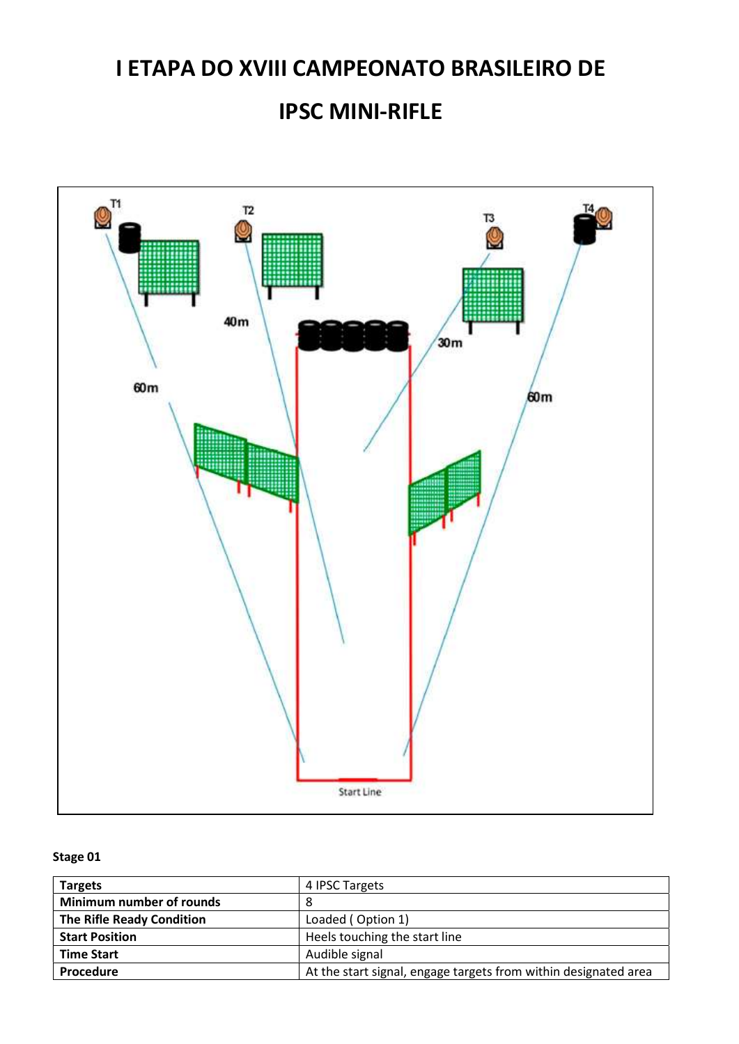# I ETAPA DO XVIII CAMPEONATO BRASILEIRO DE

# IPSC MINI-RIFLE

**Stage 01**

| **Targets** | 4 IPSC Targets |
|---|---|
| **Minimum number of rounds** | 8 |
| **The Rifle Ready Condition** | Loaded ( Option 1) |
| **Start Position** | Heels touching the start line |
| **Time Start** | Audible signal |
| **Procedure** | At the start signal, engage targets from within designated area |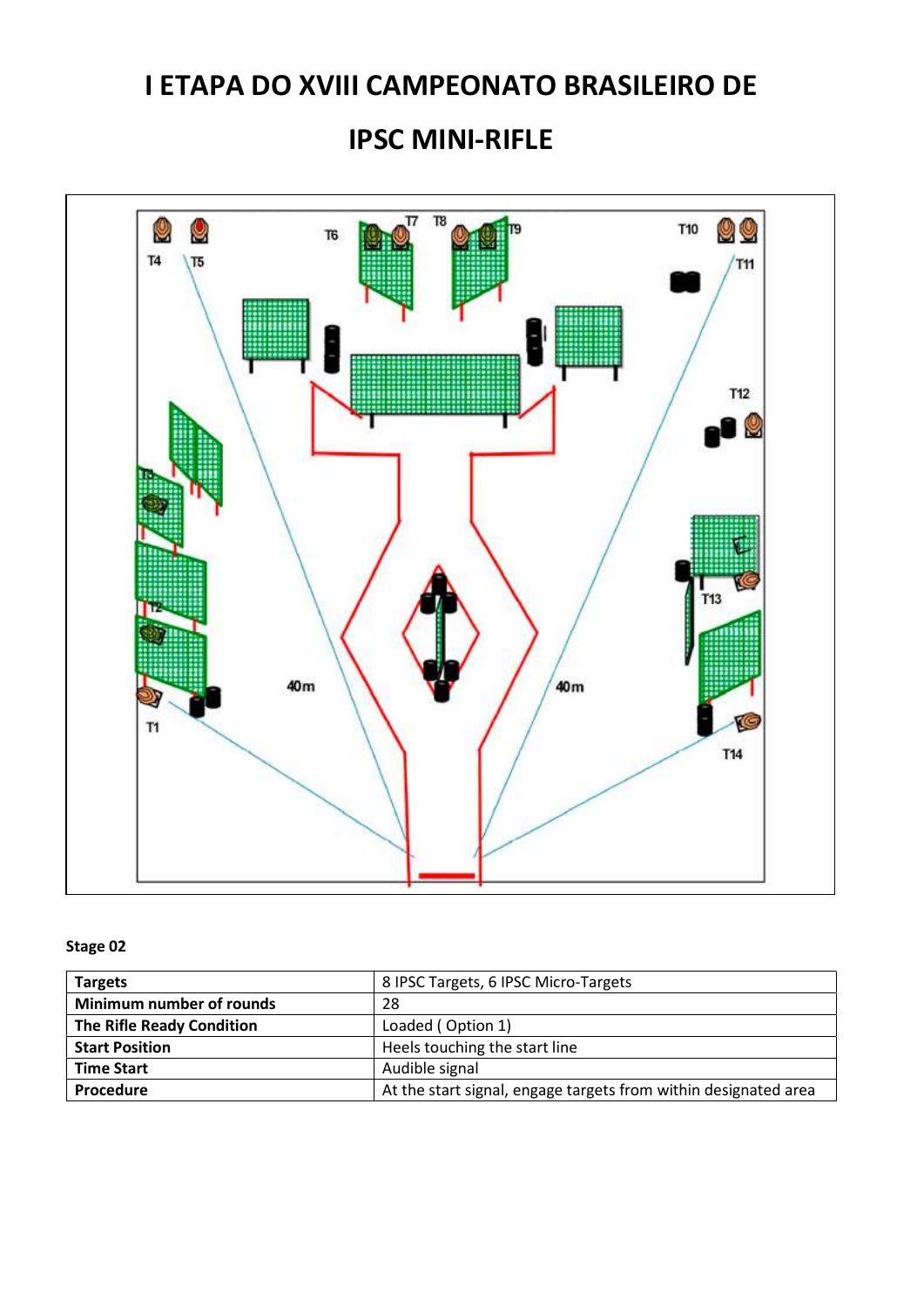# I ETAPA DO XVIII CAMPEONATO BRASILEIRO DE

# IPSC MINI-RIFLE

**Stage 02**

| **Targets** | 8 IPSC Targets, 6 IPSC Micro-Targets |
|---|---|
| **Minimum number of rounds** | 28 |
| **The Rifle Ready Condition** | Loaded ( Option 1) |
| **Start Position** | Heels touching the start line |
| **Time Start** | Audible signal |
| **Procedure** | At the start signal, engage targets from within designated area |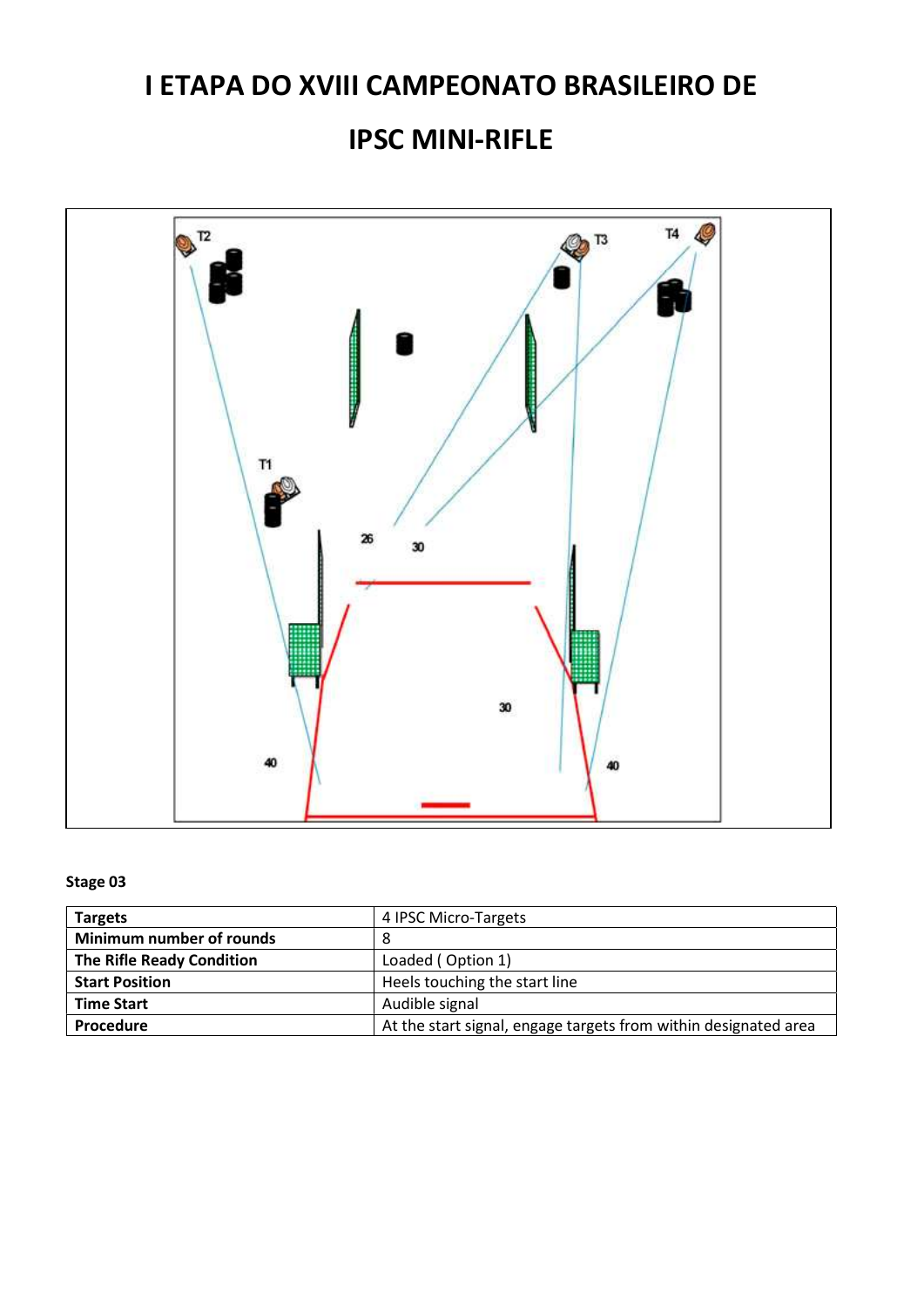# I ETAPA DO XVIII CAMPEONATO BRASILEIRO DE

# IPSC MINI-RIFLE

**Stage 03**

| Targets | 4 IPSC Micro-Targets |
|---|---|
| **Minimum number of rounds** | 8 |
| **The Rifle Ready Condition** | Loaded ( Option 1) |
| **Start Position** | Heels touching the start line |
| **Time Start** | Audible signal |
| **Procedure** | At the start signal, engage targets from within designated area |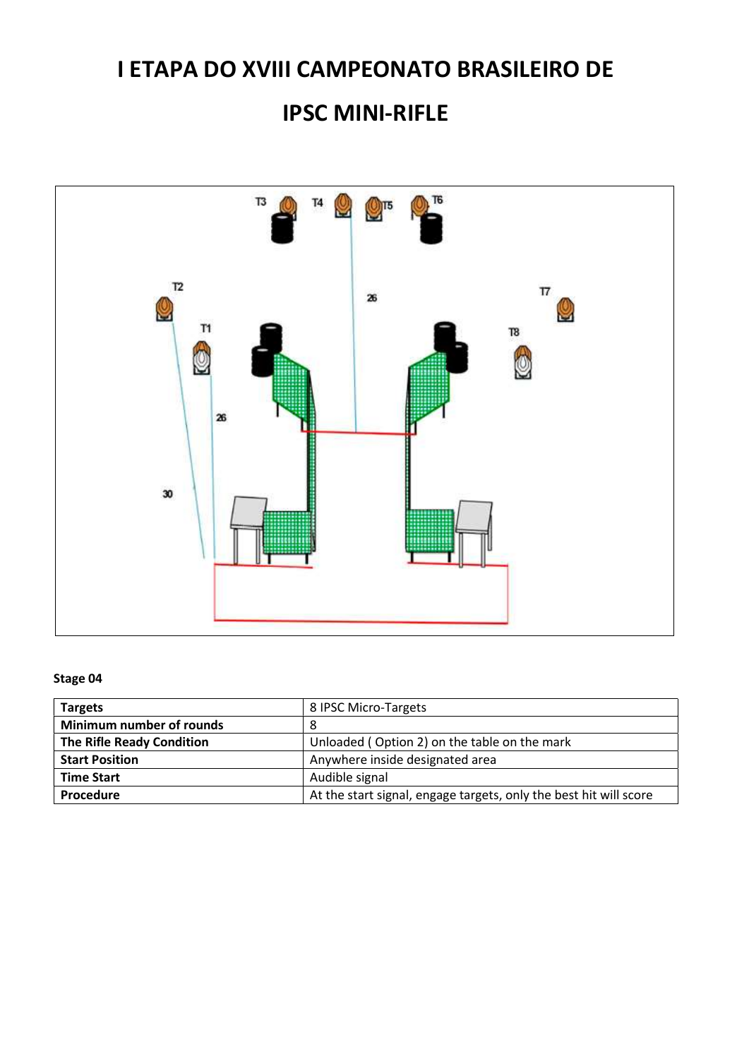# I ETAPA DO XVIII CAMPEONATO BRASILEIRO DE IPSC MINI-RIFLE

**Stage 04**

| **Targets** | 8 IPSC Micro-Targets |
|---|---|
| **Minimum number of rounds** | 8 |
| **The Rifle Ready Condition** | Unloaded ( Option 2) on the table on the mark |
| **Start Position** | Anywhere inside designated area |
| **Time Start** | Audible signal |
| **Procedure** | At the start signal, engage targets, only the best hit will score |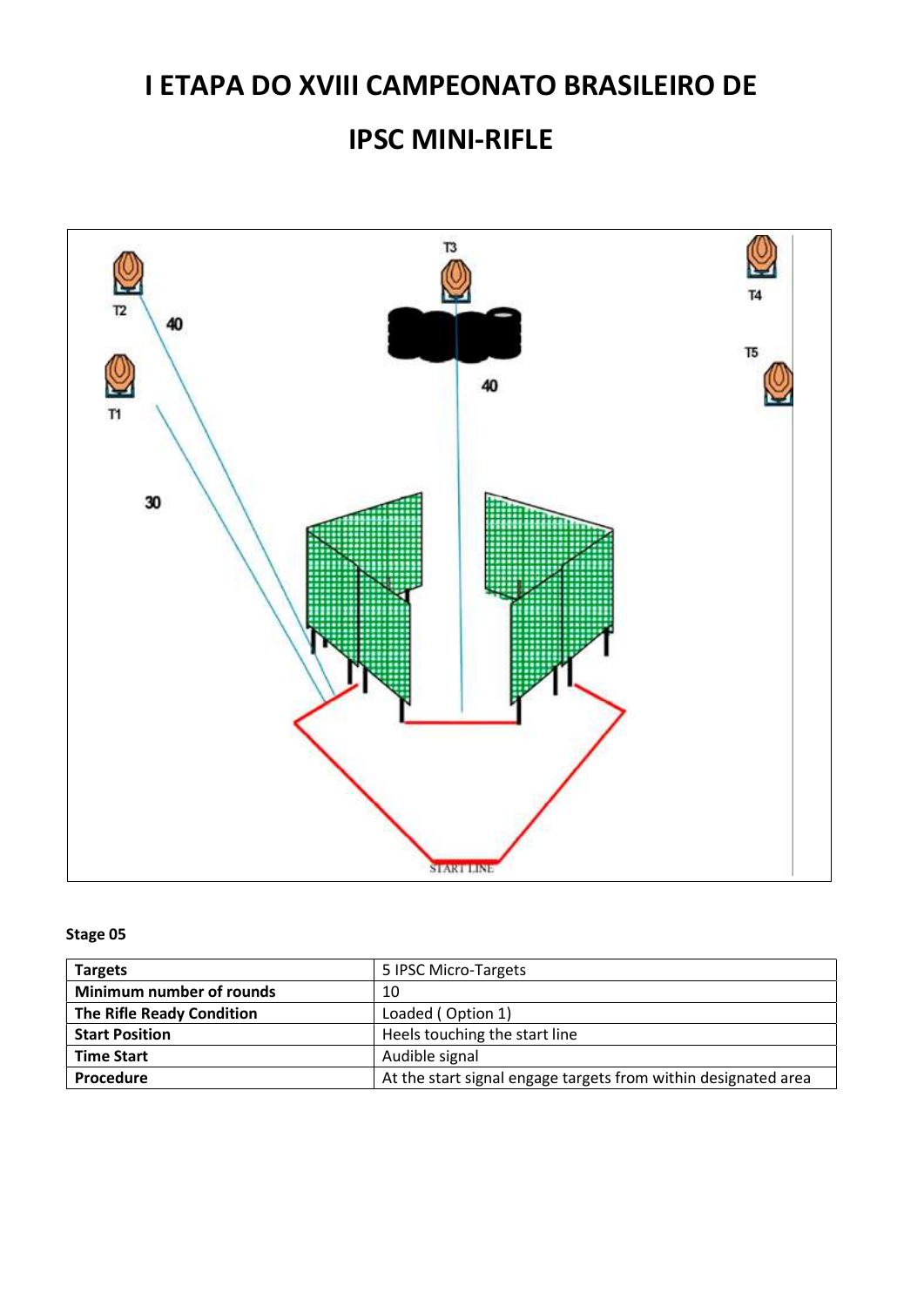# I ETAPA DO XVIII CAMPEONATO BRASILEIRO DE IPSC MINI-RIFLE

**Stage 05**

| **Targets** | 5 IPSC Micro-Targets |
|---|---|
| **Minimum number of rounds** | 10 |
| **The Rifle Ready Condition** | Loaded ( Option 1) |
| **Start Position** | Heels touching the start line |
| **Time Start** | Audible signal |
| **Procedure** | At the start signal engage targets from within designated area |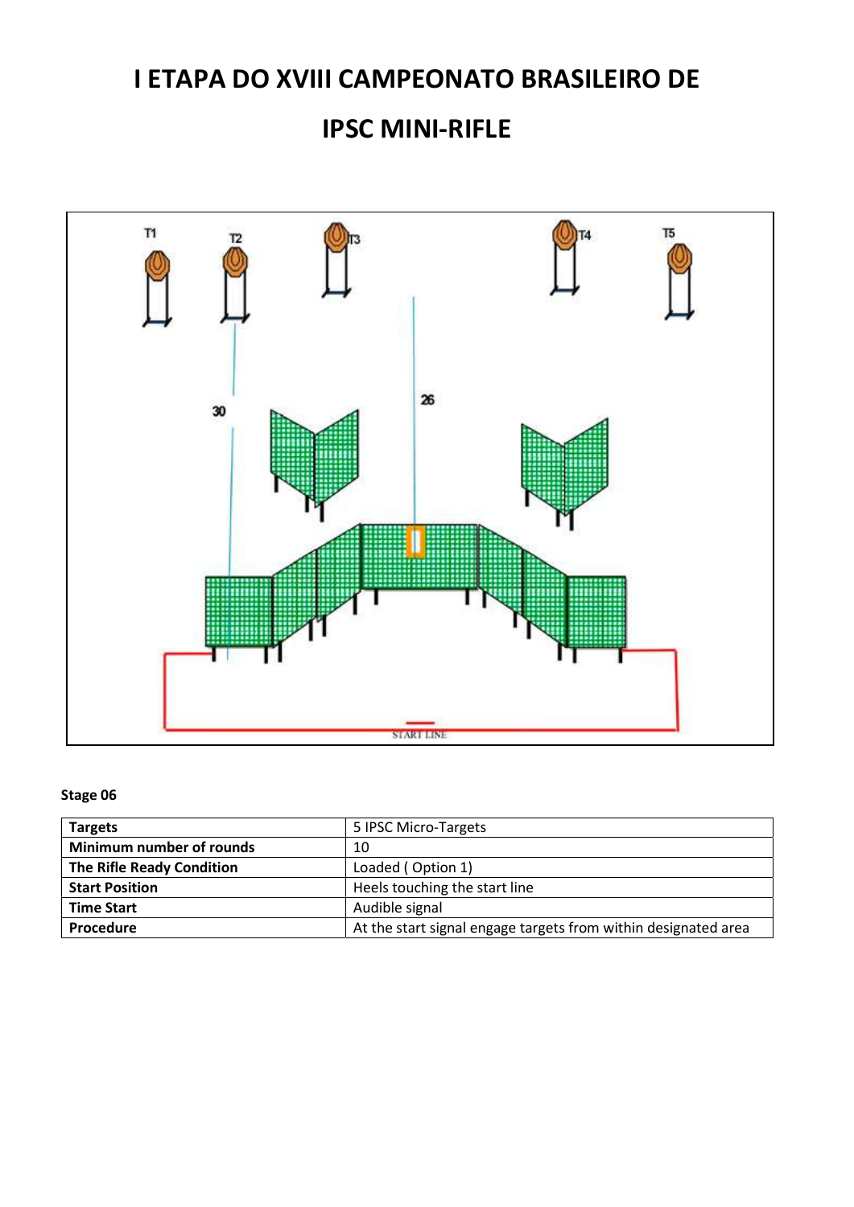# I ETAPA DO XVIII CAMPEONATO BRASILEIRO DE

# IPSC MINI-RIFLE

**Stage 06**

| Targets | 5 IPSC Micro-Targets |
|---|---|
| **Minimum number of rounds** | 10 |
| **The Rifle Ready Condition** | Loaded ( Option 1) |
| **Start Position** | Heels touching the start line |
| **Time Start** | Audible signal |
| **Procedure** | At the start signal engage targets from within designated area |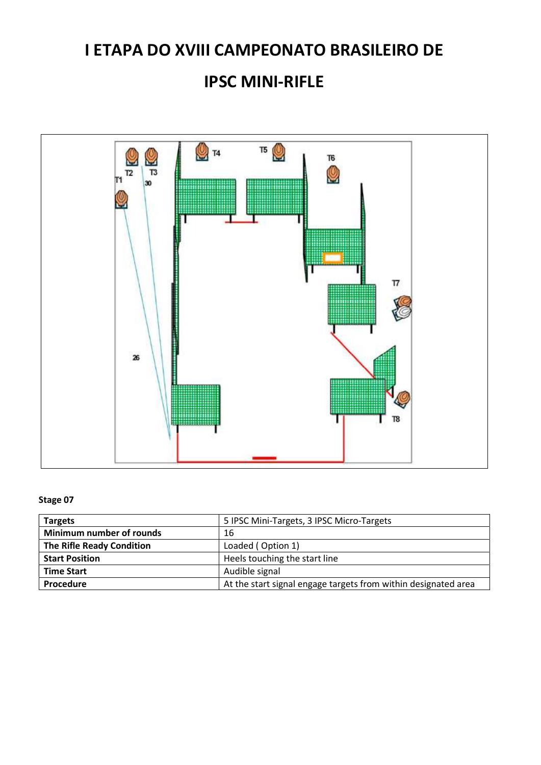# I ETAPA DO XVIII CAMPEONATO BRASILEIRO DE

# IPSC MINI-RIFLE

**Stage 07**

| | |
|---|---|
| **Targets** | 5 IPSC Mini-Targets, 3 IPSC Micro-Targets |
| **Minimum number of rounds** | 16 |
| **The Rifle Ready Condition** | Loaded ( Option 1) |
| **Start Position** | Heels touching the start line |
| **Time Start** | Audible signal |
| **Procedure** | At the start signal engage targets from within designated area |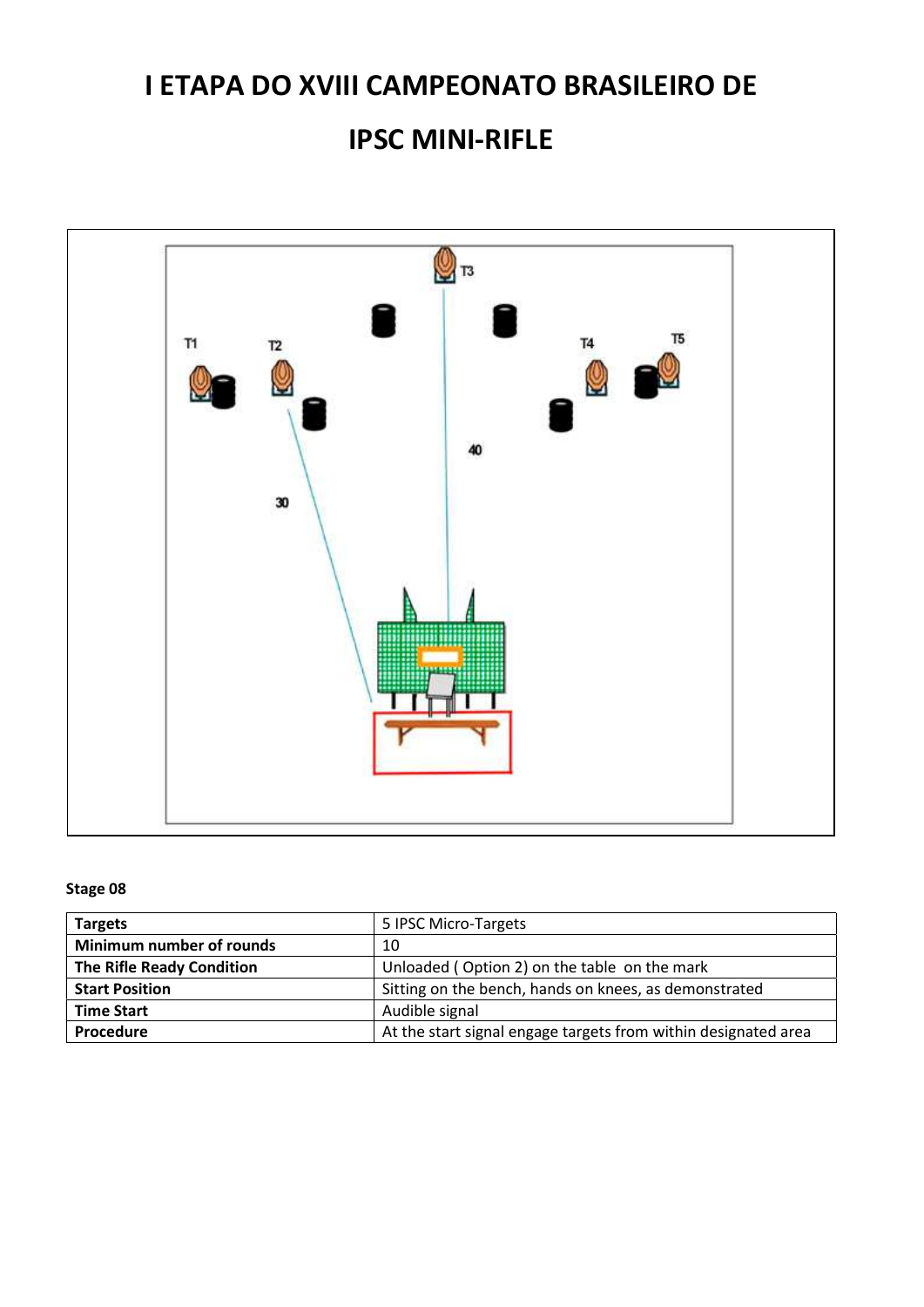# I ETAPA DO XVIII CAMPEONATO BRASILEIRO DE

# IPSC MINI-RIFLE

**Stage 08**

| **Targets** | 5 IPSC Micro-Targets |
|---|---|
| **Minimum number of rounds** | 10 |
| **The Rifle Ready Condition** | Unloaded ( Option 2) on the table on the mark |
| **Start Position** | Sitting on the bench, hands on knees, as demonstrated |
| **Time Start** | Audible signal |
| **Procedure** | At the start signal engage targets from within designated area |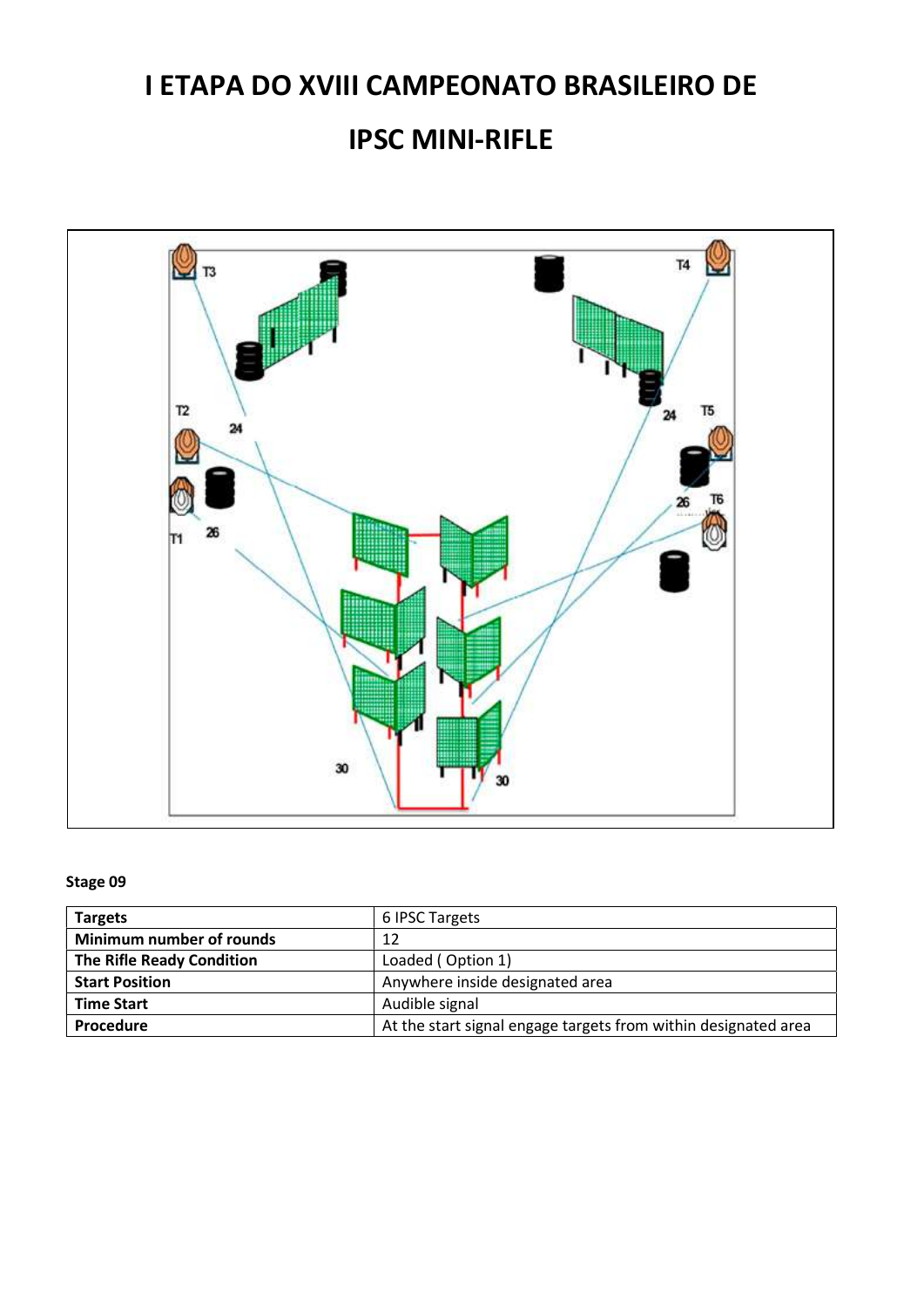# I ETAPA DO XVIII CAMPEONATO BRASILEIRO DE

# IPSC MINI-RIFLE

**Stage 09**

| | |
|---|---|
| **Targets** | 6 IPSC Targets |
| **Minimum number of rounds** | 12 |
| **The Rifle Ready Condition** | Loaded ( Option 1) |
| **Start Position** | Anywhere inside designated area |
| **Time Start** | Audible signal |
| **Procedure** | At the start signal engage targets from within designated area |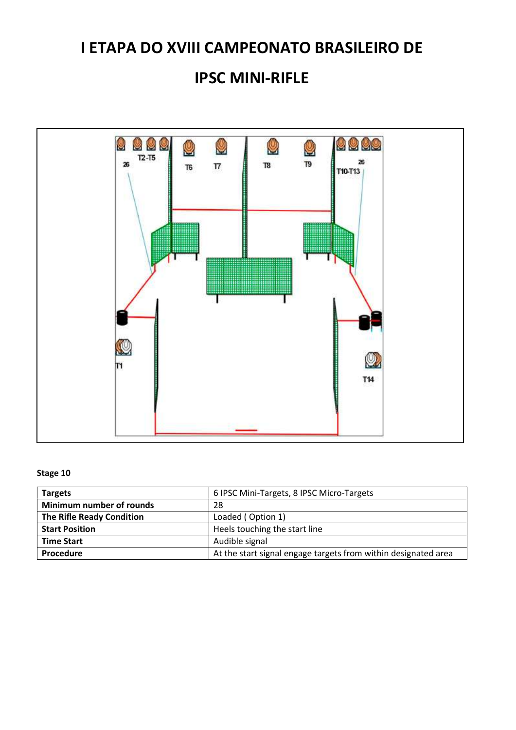# I ETAPA DO XVIII CAMPEONATO BRASILEIRO DE

# IPSC MINI-RIFLE

**Stage 10**

| **Targets** | 6 IPSC Mini-Targets, 8 IPSC Micro-Targets |
|---|---|
| **Minimum number of rounds** | 28 |
| **The Rifle Ready Condition** | Loaded ( Option 1) |
| **Start Position** | Heels touching the start line |
| **Time Start** | Audible signal |
| **Procedure** | At the start signal engage targets from within designated area |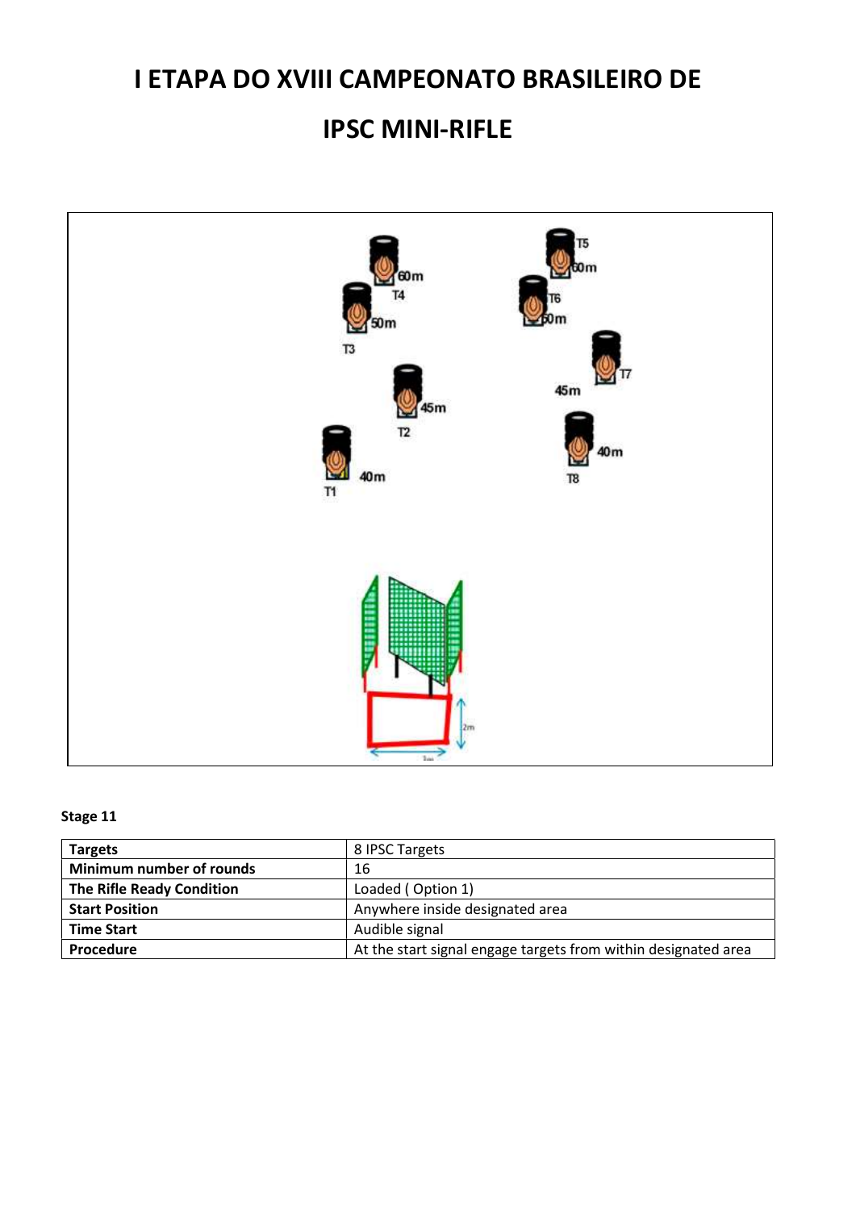# I ETAPA DO XVIII CAMPEONATO BRASILEIRO DE

# IPSC MINI-RIFLE

**Stage 11**

| **Targets** | 8 IPSC Targets |
|---|---|
| **Minimum number of rounds** | 16 |
| **The Rifle Ready Condition** | Loaded ( Option 1) |
| **Start Position** | Anywhere inside designated area |
| **Time Start** | Audible signal |
| **Procedure** | At the start signal engage targets from within designated area |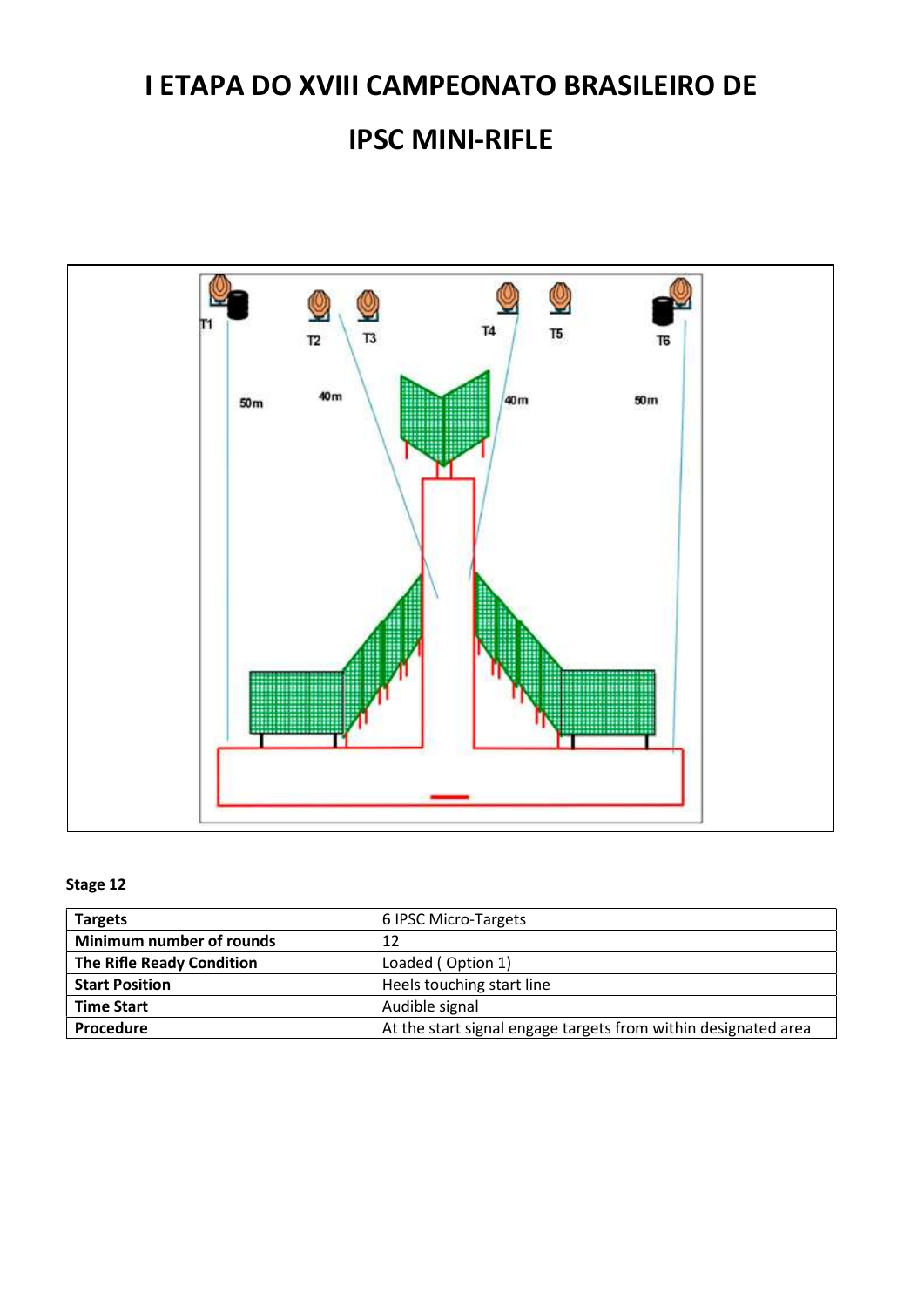# I ETAPA DO XVIII CAMPEONATO BRASILEIRO DE IPSC MINI-RIFLE

T1
T2
T3
T4
T5
T6
50m
40m
40m
50m

**Stage 12**

| | |
|---|---|
| **Targets** | 6 IPSC Micro-Targets |
| **Minimum number of rounds** | 12 |
| **The Rifle Ready Condition** | Loaded ( Option 1) |
| **Start Position** | Heels touching start line |
| **Time Start** | Audible signal |
| **Procedure** | At the start signal engage targets from within designated area |